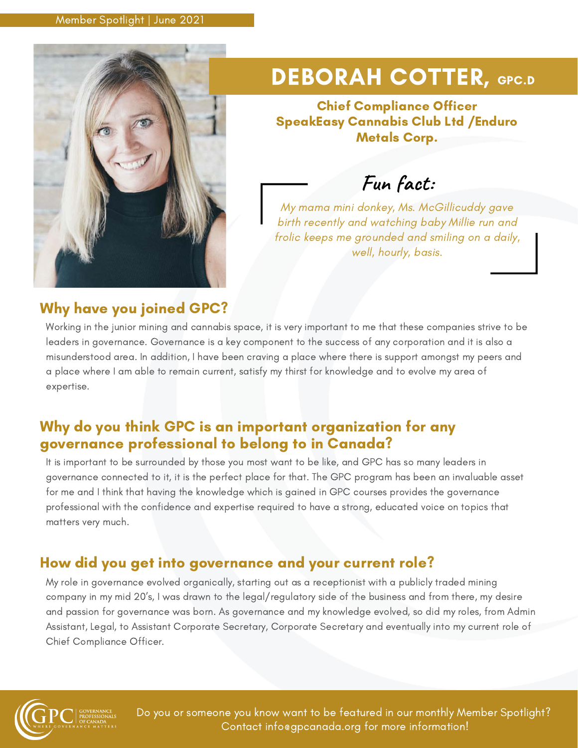Member Spotlight | June 2021

# DEBORAH COTTER, GPC.D

**Chief Compliance Officer**
**SpeakEasy Cannabis Club Ltd /Enduro Metals Corp.**

## Fun fact:

*My mama mini donkey, Ms. McGillicuddy gave birth recently and watching baby Millie run and frolic keeps me grounded and smiling on a daily, well, hourly, basis.*

## Why have you joined GPC?

Working in the junior mining and cannabis space, it is very important to me that these companies strive to be leaders in governance. Governance is a key component to the success of any corporation and it is also a misunderstood area. In addition, I have been craving a place where there is support amongst my peers and a place where I am able to remain current, satisfy my thirst for knowledge and to evolve my area of expertise.

## Why do you think GPC is an important organization for any governance professional to belong to in Canada?

It is important to be surrounded by those you most want to be like, and GPC has so many leaders in governance connected to it, it is the perfect place for that. The GPC program has been an invaluable asset for me and I think that having the knowledge which is gained in GPC courses provides the governance professional with the confidence and expertise required to have a strong, educated voice on topics that matters very much.

## How did you get into governance and your current role?

My role in governance evolved organically, starting out as a receptionist with a publicly traded mining company in my mid 20's, I was drawn to the legal/regulatory side of the business and from there, my desire and passion for governance was born. As governance and my knowledge evolved, so did my roles, from Admin Assistant, Legal, to Assistant Corporate Secretary, Corporate Secretary and eventually into my current role of Chief Compliance Officer.

Do you or someone you know want to be featured in our monthly Member Spotlight? Contact info@gpcanada.org for more information!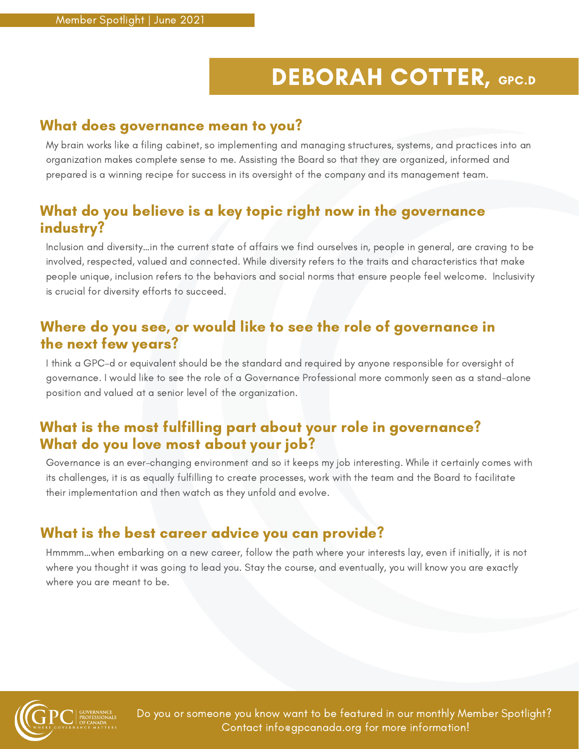Member Spotlight | June 2021

# DEBORAH COTTER, GPC.D

## What does governance mean to you?

My brain works like a filing cabinet, so implementing and managing structures, systems, and practices into an organization makes complete sense to me. Assisting the Board so that they are organized, informed and prepared is a winning recipe for success in its oversight of the company and its management team.

## What do you believe is a key topic right now in the governance industry?

Inclusion and diversity…in the current state of affairs we find ourselves in, people in general, are craving to be involved, respected, valued and connected. While diversity refers to the traits and characteristics that make people unique, inclusion refers to the behaviors and social norms that ensure people feel welcome. Inclusivity is crucial for diversity efforts to succeed.

## Where do you see, or would like to see the role of governance in the next few years?

I think a GPC-d or equivalent should be the standard and required by anyone responsible for oversight of governance. I would like to see the role of a Governance Professional more commonly seen as a stand-alone position and valued at a senior level of the organization.

## What is the most fulfilling part about your role in governance? What do you love most about your job?

Governance is an ever-changing environment and so it keeps my job interesting. While it certainly comes with its challenges, it is as equally fulfilling to create processes, work with the team and the Board to facilitate their implementation and then watch as they unfold and evolve.

## What is the best career advice you can provide?

Hmmmm…when embarking on a new career, follow the path where your interests lay, even if initially, it is not where you thought it was going to lead you. Stay the course, and eventually, you will know you are exactly where you are meant to be.

GPC | GOVERNANCE PROFESSIONALS OF CANADA — WHERE GOVERNANCE MATTERS

Do you or someone you know want to be featured in our monthly Member Spotlight? Contact info@gpcanada.org for more information!